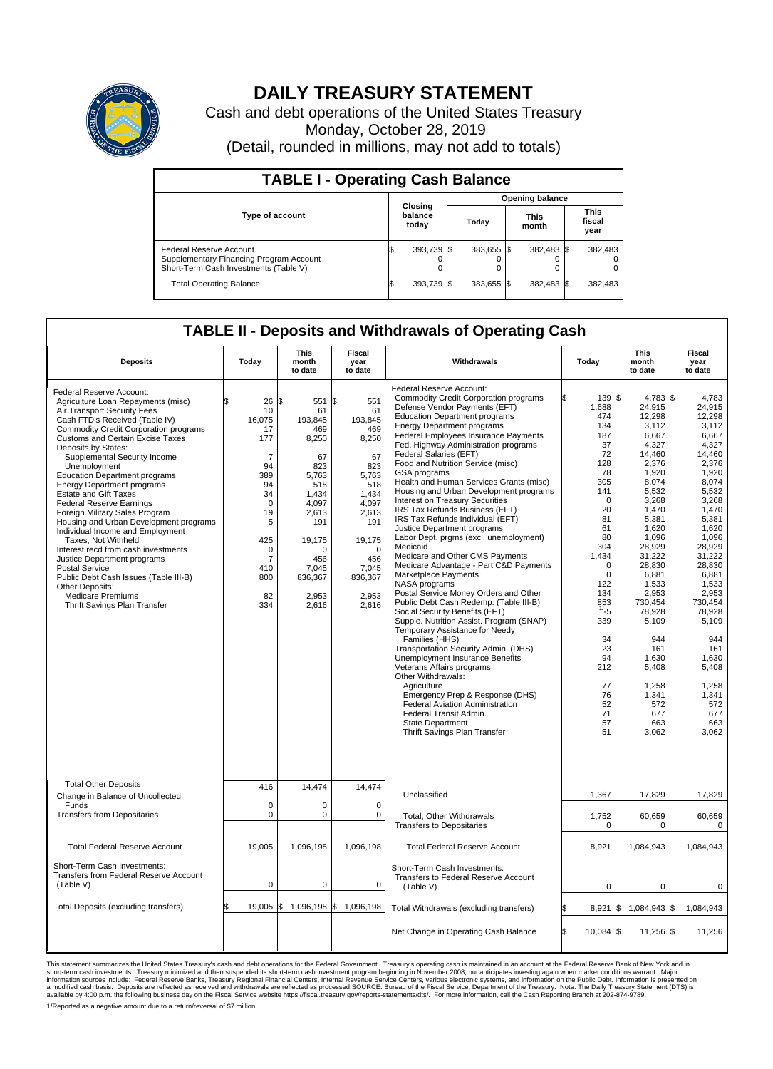# DAILY TREASURY STATEMENT

Cash and debt operations of the United States Treasury
Monday, October 28, 2019
(Detail, rounded in millions, may not add to totals)

## TABLE I - Operating Cash Balance

| Type of account | Closing balance today | Opening balance Today | Opening balance This month | Opening balance This fiscal year |
|---|---|---|---|---|
| Federal Reserve Account | $ 393,739 | $ 383,655 | $ 382,483 | $ 382,483 |
| Supplementary Financing Program Account | 0 | 0 | 0 | 0 |
| Short-Term Cash Investments (Table V) | 0 | 0 | 0 | 0 |
| Total Operating Balance | $ 393,739 | $ 383,655 | $ 382,483 | $ 382,483 |

## TABLE II - Deposits and Withdrawals of Operating Cash

| Deposits | Today | This month to date | Fiscal year to date |
|---|---|---|---|
| Federal Reserve Account: | | | |
| Agriculture Loan Repayments (misc) | $ 26 | $ 551 | $ 551 |
| Air Transport Security Fees | 10 | 61 | 61 |
| Cash FTD's Received (Table IV) | 16,075 | 193,845 | 193,845 |
| Commodity Credit Corporation programs | 17 | 469 | 469 |
| Customs and Certain Excise Taxes | 177 | 8,250 | 8,250 |
| Deposits by States: | | | |
| Supplemental Security Income | 7 | 67 | 67 |
| Unemployment | 94 | 823 | 823 |
| Education Department programs | 389 | 5,763 | 5,763 |
| Energy Department programs | 94 | 518 | 518 |
| Estate and Gift Taxes | 34 | 1,434 | 1,434 |
| Federal Reserve Earnings | 0 | 4,097 | 4,097 |
| Foreign Military Sales Program | 19 | 2,613 | 2,613 |
| Housing and Urban Development programs | 5 | 191 | 191 |
| Individual Income and Employment Taxes, Not Withheld | 425 | 19,175 | 19,175 |
| Interest recd from cash investments | 0 | 0 | 0 |
| Justice Department programs | 7 | 456 | 456 |
| Postal Service | 410 | 7,045 | 7,045 |
| Public Debt Cash Issues (Table III-B) | 800 | 836,367 | 836,367 |
| Other Deposits: | | | |
| Medicare Premiums | 82 | 2,953 | 2,953 |
| Thrift Savings Plan Transfer | 334 | 2,616 | 2,616 |
| Total Other Deposits | 416 | 14,474 | 14,474 |
| Change in Balance of Uncollected Funds | 0 | 0 | 0 |
| Transfers from Depositaries | 0 | 0 | 0 |
| Total Federal Reserve Account | 19,005 | 1,096,198 | 1,096,198 |
| Short-Term Cash Investments: Transfers from Federal Reserve Account (Table V) | 0 | 0 | 0 |
| Total Deposits (excluding transfers) | $ 19,005 | $ 1,096,198 | $ 1,096,198 |

| Withdrawals | Today | This month to date | Fiscal year to date |
|---|---|---|---|
| Federal Reserve Account: | | | |
| Commodity Credit Corporation programs | $ 139 | $ 4,783 | $ 4,783 |
| Defense Vendor Payments (EFT) | 1,688 | 24,915 | 24,915 |
| Education Department programs | 474 | 12,298 | 12,298 |
| Energy Department programs | 134 | 3,112 | 3,112 |
| Federal Employees Insurance Payments | 187 | 6,667 | 6,667 |
| Fed. Highway Administration programs | 37 | 4,327 | 4,327 |
| Federal Salaries (EFT) | 72 | 14,460 | 14,460 |
| Food and Nutrition Service (misc) | 128 | 2,376 | 2,376 |
| GSA programs | 78 | 1,920 | 1,920 |
| Health and Human Services Grants (misc) | 305 | 8,074 | 8,074 |
| Housing and Urban Development programs | 141 | 5,532 | 5,532 |
| Interest on Treasury Securities | 0 | 3,268 | 3,268 |
| IRS Tax Refunds Business (EFT) | 20 | 1,470 | 1,470 |
| IRS Tax Refunds Individual (EFT) | 81 | 5,381 | 5,381 |
| Justice Department programs | 61 | 1,620 | 1,620 |
| Labor Dept. prgms (excl. unemployment) | 80 | 1,096 | 1,096 |
| Medicaid | 304 | 28,929 | 28,929 |
| Medicare and Other CMS Payments | 1,434 | 31,222 | 31,222 |
| Medicare Advantage - Part C&D Payments | 0 | 28,830 | 28,830 |
| Marketplace Payments | 0 | 6,881 | 6,881 |
| NASA programs | 122 | 1,533 | 1,533 |
| Postal Service Money Orders and Other | 134 | 2,953 | 2,953 |
| Public Debt Cash Redemp. (Table III-B) | 853 | 730,454 | 730,454 |
| Social Security Benefits (EFT) | [1]-5 | 78,928 | 78,928 |
| Supple. Nutrition Assist. Program (SNAP) | 339 | 5,109 | 5,109 |
| Temporary Assistance for Needy Families (HHS) | 34 | 944 | 944 |
| Transportation Security Admin. (DHS) | 23 | 161 | 161 |
| Unemployment Insurance Benefits | 94 | 1,630 | 1,630 |
| Veterans Affairs programs | 212 | 5,408 | 5,408 |
| Other Withdrawals: | | | |
| Agriculture | 77 | 1,258 | 1,258 |
| Emergency Prep & Response (DHS) | 76 | 1,341 | 1,341 |
| Federal Aviation Administration | 52 | 572 | 572 |
| Federal Transit Admin. | 71 | 677 | 677 |
| State Department | 57 | 663 | 663 |
| Thrift Savings Plan Transfer | 51 | 3,062 | 3,062 |
| Unclassified | 1,367 | 17,829 | 17,829 |
| Total, Other Withdrawals | 1,752 | 60,659 | 60,659 |
| Transfers to Depositaries | 0 | 0 | 0 |
| Total Federal Reserve Account | 8,921 | 1,084,943 | 1,084,943 |
| Short-Term Cash Investments: Transfers to Federal Reserve Account (Table V) | 0 | 0 | 0 |
| Total Withdrawals (excluding transfers) | $ 8,921 | $ 1,084,943 | $ 1,084,943 |
| Net Change in Operating Cash Balance | $ 10,084 | $ 11,256 | $ 11,256 |

This statement summarizes the United States Treasury's cash and debt operations for the Federal Government. Treasury's operating cash is maintained in an account at the Federal Reserve Bank of New York and in short-term cash investments. Treasury minimized and then suspended its short-term cash investment program beginning in November 2008, but anticipates investing again when market conditions warrant. Major information sources include: Federal Reserve Banks, Treasury Regional Financial Centers, Internal Revenue Service Centers, various electronic systems, and information on the Public Debt. Information is presented on a modified cash basis. Deposits are reflected as received and withdrawals are reflected as processed.SOURCE: Bureau of the Fiscal Service, Department of the Treasury. Note: The Daily Treasury Statement (DTS) is available by 4:00 p.m. the following business day on the Fiscal Service website https://fiscal.treasury.gov/reports-statements/dts/. For more information, call the Cash Reporting Branch at 202-874-9789.

1/Reported as a negative amount due to a return/reversal of $7 million.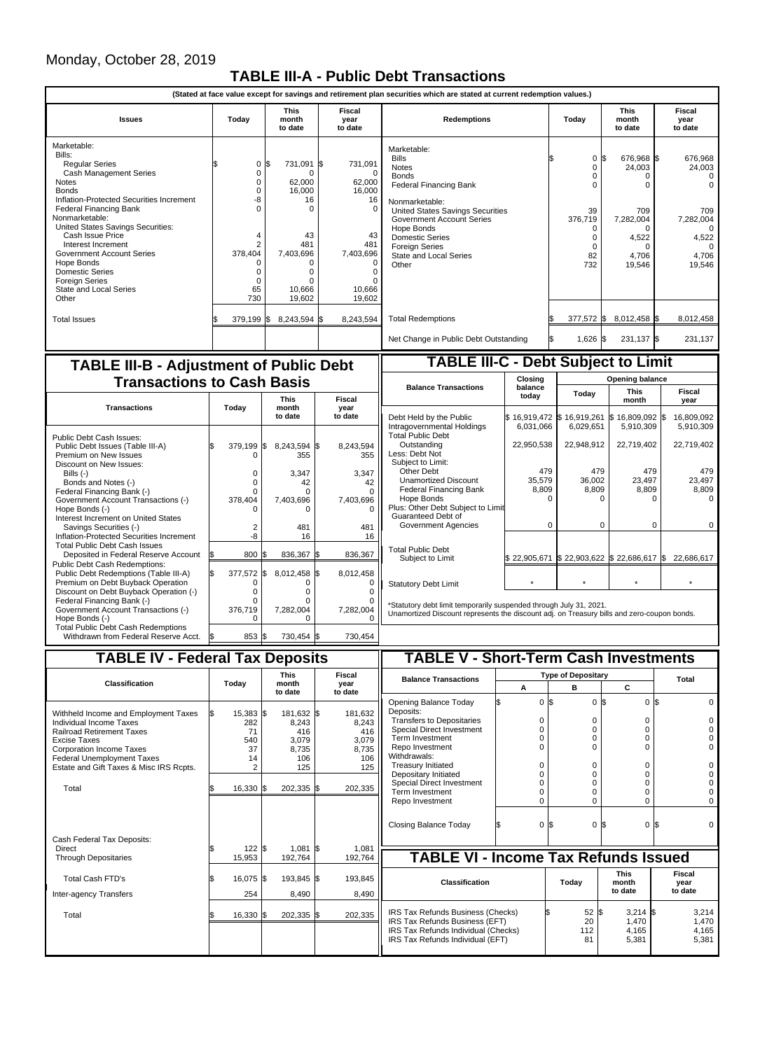Monday, October 28, 2019

# TABLE III-A - Public Debt Transactions

(Stated at face value except for savings and retirement plan securities which are stated at current redemption values.)

| Issues | Today | This month to date | Fiscal year to date |
|---|---|---|---|
| Marketable: | | | |
| Bills: | | | |
| Regular Series | $ 0 | $ 731,091 | $ 731,091 |
| Cash Management Series | 0 | 0 | 0 |
| Notes | 0 | 62,000 | 62,000 |
| Bonds | 0 | 16,000 | 16,000 |
| Inflation-Protected Securities Increment | -8 | 16 | 16 |
| Federal Financing Bank | 0 | 0 | 0 |
| Nonmarketable: | | | |
| United States Savings Securities: | | | |
| Cash Issue Price | 4 | 43 | 43 |
| Interest Increment | 2 | 481 | 481 |
| Government Account Series | 378,404 | 7,403,696 | 7,403,696 |
| Hope Bonds | 0 | 0 | 0 |
| Domestic Series | 0 | 0 | 0 |
| Foreign Series | 0 | 0 | 0 |
| State and Local Series | 65 | 10,666 | 10,666 |
| Other | 730 | 19,602 | 19,602 |
| Total Issues | $ 379,199 | $ 8,243,594 | $ 8,243,594 |

| Redemptions | Today | This month to date | Fiscal year to date |
|---|---|---|---|
| Marketable: | | | |
| Bills | $ 0 | $ 676,968 | $ 676,968 |
| Notes | 0 | 24,003 | 24,003 |
| Bonds | 0 | 0 | 0 |
| Federal Financing Bank | 0 | 0 | 0 |
| Nonmarketable: | | | |
| United States Savings Securities | 39 | 709 | 709 |
| Government Account Series | 376,719 | 7,282,004 | 7,282,004 |
| Hope Bonds | 0 | 0 | 0 |
| Domestic Series | 0 | 4,522 | 4,522 |
| Foreign Series | 0 | 0 | 0 |
| State and Local Series | 82 | 4,706 | 4,706 |
| Other | 732 | 19,546 | 19,546 |
| Total Redemptions | $ 377,572 | $ 8,012,458 | $ 8,012,458 |
| Net Change in Public Debt Outstanding | $ 1,626 | $ 231,137 | $ 231,137 |

# TABLE III-B - Adjustment of Public Debt Transactions to Cash Basis

| Transactions | Today | This month to date | Fiscal year to date |
|---|---|---|---|
| Public Debt Cash Issues: | | | |
| Public Debt Issues (Table III-A) | $ 379,199 | $ 8,243,594 | $ 8,243,594 |
| Premium on New Issues | 0 | 355 | 355 |
| Discount on New Issues: | | | |
| Bills (-) | 0 | 3,347 | 3,347 |
| Bonds and Notes (-) | 0 | 42 | 42 |
| Federal Financing Bank (-) | 0 | 0 | 0 |
| Government Account Transactions (-) | 378,404 | 7,403,696 | 7,403,696 |
| Hope Bonds (-) | 0 | 0 | 0 |
| Interest Increment on United States Savings Securities (-) | 2 | 481 | 481 |
| Inflation-Protected Securities Increment | -8 | 16 | 16 |
| Total Public Debt Cash Issues Deposited in Federal Reserve Account | $ 800 | $ 836,367 | $ 836,367 |
| Public Debt Cash Redemptions: | | | |
| Public Debt Redemptions (Table III-A) | $ 377,572 | $ 8,012,458 | $ 8,012,458 |
| Premium on Debt Buyback Operation | 0 | 0 | 0 |
| Discount on Debt Buyback Operation (-) | 0 | 0 | 0 |
| Federal Financing Bank (-) | 0 | 0 | 0 |
| Government Account Transactions (-) | 376,719 | 7,282,004 | 7,282,004 |
| Hope Bonds (-) | 0 | 0 | 0 |
| Total Public Debt Cash Redemptions Withdrawn from Federal Reserve Acct. | $ 853 | $ 730,454 | $ 730,454 |

# TABLE III-C - Debt Subject to Limit

| Balance Transactions | Closing balance today | Opening balance Today | Opening balance This month | Opening balance Fiscal year |
|---|---|---|---|---|
| Debt Held by the Public | $ 16,919,472 | $ 16,919,261 | $ 16,809,092 | $ 16,809,092 |
| Intragovernmental Holdings | 6,031,066 | 6,029,651 | 5,910,309 | 5,910,309 |
| Total Public Debt Outstanding | 22,950,538 | 22,948,912 | 22,719,402 | 22,719,402 |
| Less: Debt Not Subject to Limit: | | | | |
| Other Debt | 479 | 479 | 479 | 479 |
| Unamortized Discount | 35,579 | 36,002 | 23,497 | 23,497 |
| Federal Financing Bank | 8,809 | 8,809 | 8,809 | 8,809 |
| Hope Bonds | 0 | 0 | 0 | 0 |
| Plus: Other Debt Subject to Limit | | | | |
| Guaranteed Debt of Government Agencies | 0 | 0 | 0 | 0 |
| Total Public Debt Subject to Limit | $ 22,905,671 | $ 22,903,622 | $ 22,686,617 | $ 22,686,617 |
| Statutory Debt Limit | * | * | * | * |

*Statutory debt limit temporarily suspended through July 31, 2021.
Unamortized Discount represents the discount adj. on Treasury bills and zero-coupon bonds.

# TABLE IV - Federal Tax Deposits

| Classification | Today | This month to date | Fiscal year to date |
|---|---|---|---|
| Withheld Income and Employment Taxes | $ 15,383 | $ 181,632 | $ 181,632 |
| Individual Income Taxes | 282 | 8,243 | 8,243 |
| Railroad Retirement Taxes | 71 | 416 | 416 |
| Excise Taxes | 540 | 3,079 | 3,079 |
| Corporation Income Taxes | 37 | 8,735 | 8,735 |
| Federal Unemployment Taxes | 14 | 106 | 106 |
| Estate and Gift Taxes & Misc IRS Rcpts. | 2 | 125 | 125 |
| Total | $ 16,330 | $ 202,335 | $ 202,335 |
| Cash Federal Tax Deposits: | | | |
| Direct | $ 122 | $ 1,081 | $ 1,081 |
| Through Depositaries | 15,953 | 192,764 | 192,764 |
| Total Cash FTD's | $ 16,075 | $ 193,845 | $ 193,845 |
| Inter-agency Transfers | 254 | 8,490 | 8,490 |
| Total | $ 16,330 | $ 202,335 | $ 202,335 |

# TABLE V - Short-Term Cash Investments

| Balance Transactions | Type of Depositary A | Type of Depositary B | Type of Depositary C | Total |
|---|---|---|---|---|
| Opening Balance Today | $ 0 | $ 0 | $ 0 | $ 0 |
| Deposits: | | | | |
| Transfers to Depositaries | 0 | 0 | 0 | 0 |
| Special Direct Investment | 0 | 0 | 0 | 0 |
| Term Investment | 0 | 0 | 0 | 0 |
| Repo Investment | 0 | 0 | 0 | 0 |
| Withdrawals: | | | | |
| Treasury Initiated | 0 | 0 | 0 | 0 |
| Depositary Initiated | 0 | 0 | 0 | 0 |
| Special Direct Investment | 0 | 0 | 0 | 0 |
| Term Investment | 0 | 0 | 0 | 0 |
| Repo Investment | 0 | 0 | 0 | 0 |
| Closing Balance Today | $ 0 | $ 0 | $ 0 | $ 0 |

# TABLE VI - Income Tax Refunds Issued

| Classification | Today | This month to date | Fiscal year to date |
|---|---|---|---|
| IRS Tax Refunds Business (Checks) | $ 52 | $ 3,214 | $ 3,214 |
| IRS Tax Refunds Business (EFT) | 20 | 1,470 | 1,470 |
| IRS Tax Refunds Individual (Checks) | 112 | 4,165 | 4,165 |
| IRS Tax Refunds Individual (EFT) | 81 | 5,381 | 5,381 |